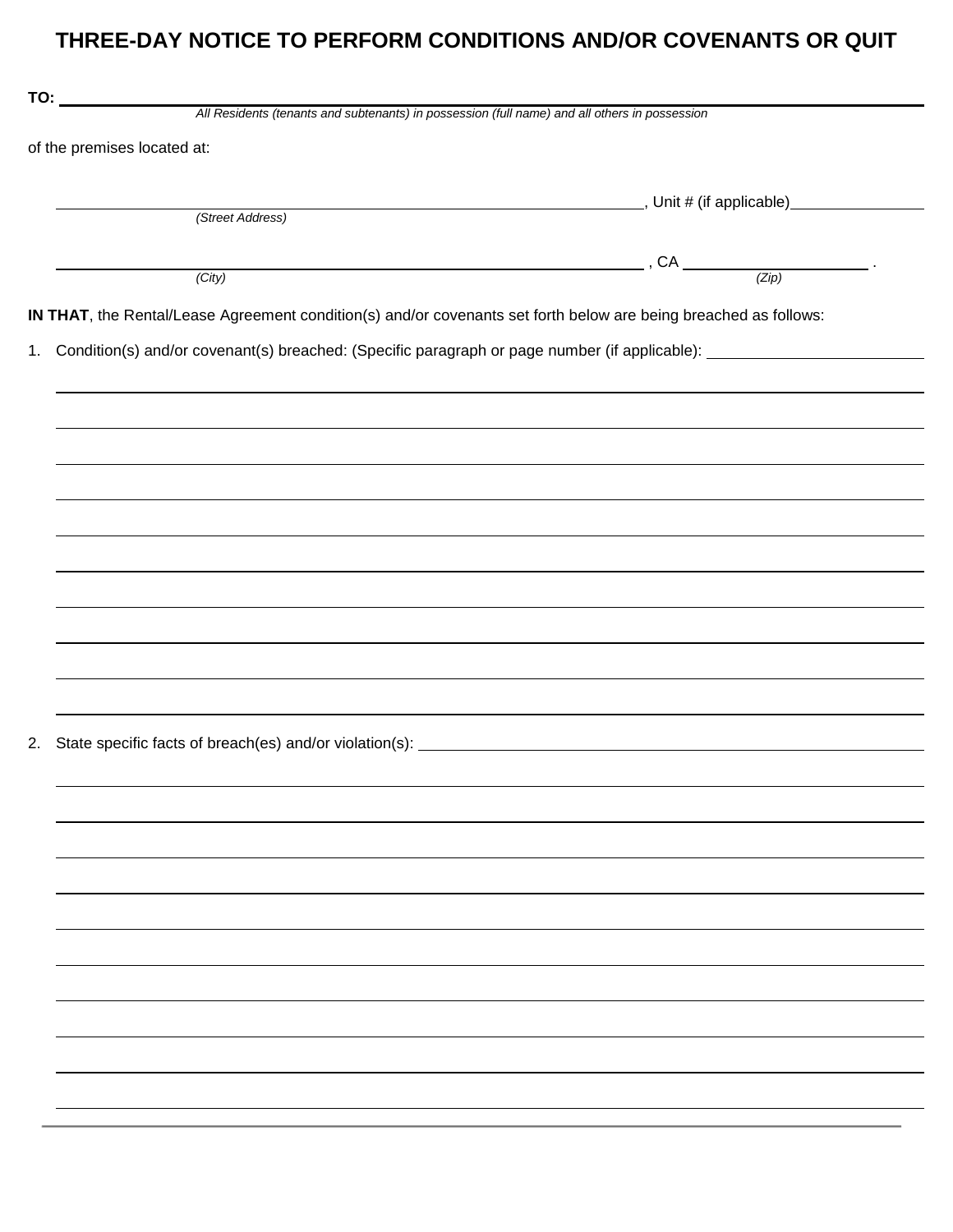# THREE-DAY NOTICE TO PERFORM CONDITIONS AND/OR COVENANTS OR QUIT

**TO:** ______________________________________________________________________

*All Residents (tenants and subtenants) in possession (full name) and all others in possession*

of the premises located at:

______________________________________________________________, Unit # (if applicable)______________

*(Street Address)*

______________________________________________________________, CA ____________________ .

*(City)* *(Zip)*

**IN THAT**, the Rental/Lease Agreement condition(s) and/or covenants set forth below are being breached as follows:

1. Condition(s) and/or covenant(s) breached: (Specific paragraph or page number (if applicable): ____________________

______________________________________________________________________

______________________________________________________________________

______________________________________________________________________

______________________________________________________________________

______________________________________________________________________

______________________________________________________________________

______________________________________________________________________

______________________________________________________________________

______________________________________________________________________

______________________________________________________________________

2. State specific facts of breach(es) and/or violation(s): ______________________________________________

______________________________________________________________________

______________________________________________________________________

______________________________________________________________________

______________________________________________________________________

______________________________________________________________________

______________________________________________________________________

______________________________________________________________________

______________________________________________________________________

______________________________________________________________________

______________________________________________________________________

______________________________________________________________________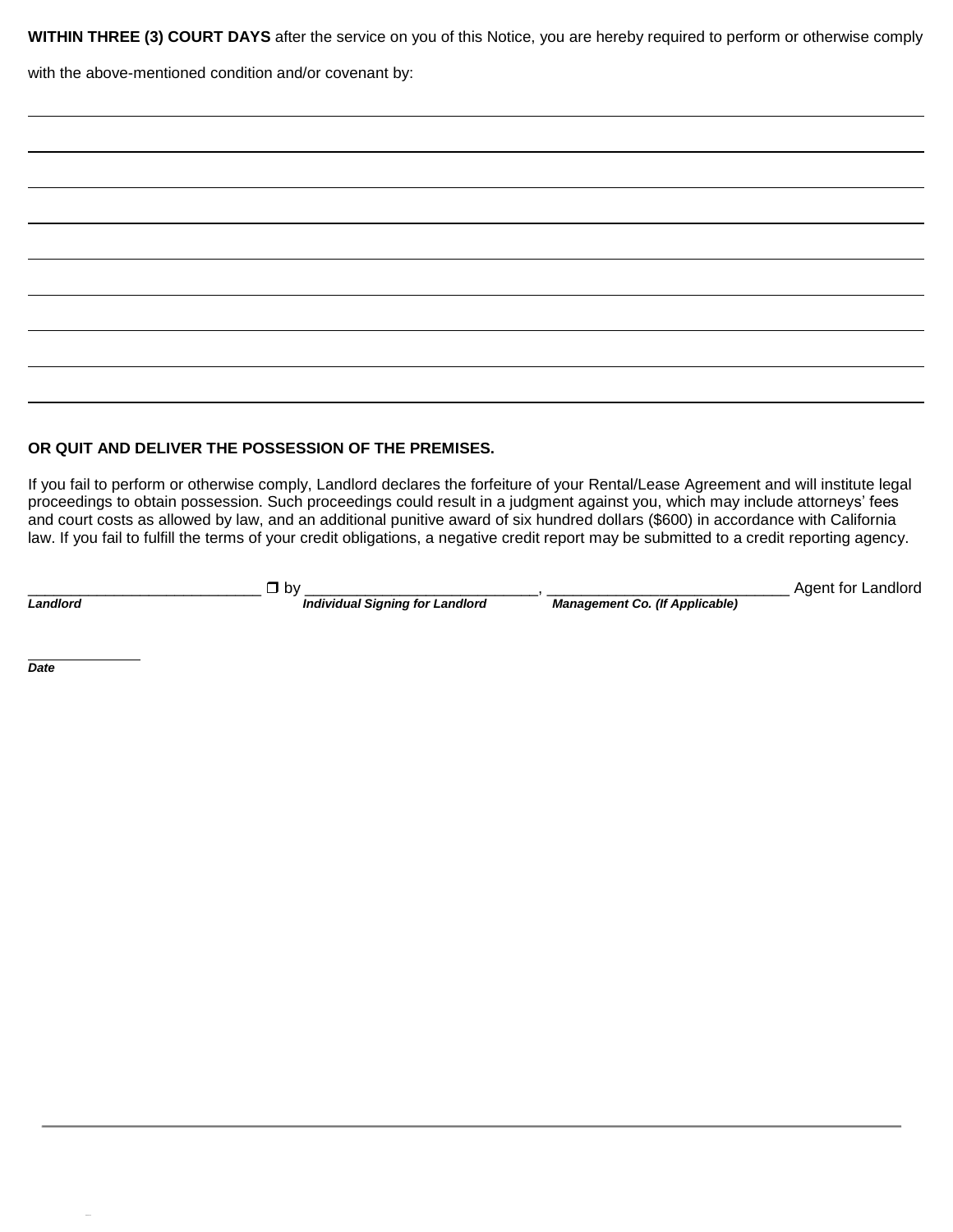**WITHIN THREE (3) COURT DAYS** after the service on you of this Notice, you are hereby required to perform or otherwise comply with the above-mentioned condition and/or covenant by:

\_\_\_\_\_\_\_\_\_\_\_\_\_\_\_\_\_\_\_\_\_\_\_\_\_\_\_\_\_\_\_\_\_\_\_\_\_\_\_\_\_\_\_\_\_\_\_\_\_\_\_\_\_\_\_\_\_\_\_\_\_\_\_\_\_\_\_\_\_\_\_\_

\_\_\_\_\_\_\_\_\_\_\_\_\_\_\_\_\_\_\_\_\_\_\_\_\_\_\_\_\_\_\_\_\_\_\_\_\_\_\_\_\_\_\_\_\_\_\_\_\_\_\_\_\_\_\_\_\_\_\_\_\_\_\_\_\_\_\_\_\_\_\_\_

\_\_\_\_\_\_\_\_\_\_\_\_\_\_\_\_\_\_\_\_\_\_\_\_\_\_\_\_\_\_\_\_\_\_\_\_\_\_\_\_\_\_\_\_\_\_\_\_\_\_\_\_\_\_\_\_\_\_\_\_\_\_\_\_\_\_\_\_\_\_\_\_

\_\_\_\_\_\_\_\_\_\_\_\_\_\_\_\_\_\_\_\_\_\_\_\_\_\_\_\_\_\_\_\_\_\_\_\_\_\_\_\_\_\_\_\_\_\_\_\_\_\_\_\_\_\_\_\_\_\_\_\_\_\_\_\_\_\_\_\_\_\_\_\_

\_\_\_\_\_\_\_\_\_\_\_\_\_\_\_\_\_\_\_\_\_\_\_\_\_\_\_\_\_\_\_\_\_\_\_\_\_\_\_\_\_\_\_\_\_\_\_\_\_\_\_\_\_\_\_\_\_\_\_\_\_\_\_\_\_\_\_\_\_\_\_\_

\_\_\_\_\_\_\_\_\_\_\_\_\_\_\_\_\_\_\_\_\_\_\_\_\_\_\_\_\_\_\_\_\_\_\_\_\_\_\_\_\_\_\_\_\_\_\_\_\_\_\_\_\_\_\_\_\_\_\_\_\_\_\_\_\_\_\_\_\_\_\_\_

\_\_\_\_\_\_\_\_\_\_\_\_\_\_\_\_\_\_\_\_\_\_\_\_\_\_\_\_\_\_\_\_\_\_\_\_\_\_\_\_\_\_\_\_\_\_\_\_\_\_\_\_\_\_\_\_\_\_\_\_\_\_\_\_\_\_\_\_\_\_\_\_

\_\_\_\_\_\_\_\_\_\_\_\_\_\_\_\_\_\_\_\_\_\_\_\_\_\_\_\_\_\_\_\_\_\_\_\_\_\_\_\_\_\_\_\_\_\_\_\_\_\_\_\_\_\_\_\_\_\_\_\_\_\_\_\_\_\_\_\_\_\_\_\_

\_\_\_\_\_\_\_\_\_\_\_\_\_\_\_\_\_\_\_\_\_\_\_\_\_\_\_\_\_\_\_\_\_\_\_\_\_\_\_\_\_\_\_\_\_\_\_\_\_\_\_\_\_\_\_\_\_\_\_\_\_\_\_\_\_\_\_\_\_\_\_\_

**OR QUIT AND DELIVER THE POSSESSION OF THE PREMISES.**

If you fail to perform or otherwise comply, Landlord declares the forfeiture of your Rental/Lease Agreement and will institute legal proceedings to obtain possession. Such proceedings could result in a judgment against you, which may include attorneys' fees and court costs as allowed by law, and an additional punitive award of six hundred dollars ($600) in accordance with California law. If you fail to fulfill the terms of your credit obligations, a negative credit report may be submitted to a credit reporting agency.

\_\_\_\_\_\_\_\_\_\_\_\_\_\_\_\_\_\_\_\_\_\_\_\_\_\_\_\_ ☐ by \_\_\_\_\_\_\_\_\_\_\_\_\_\_\_\_\_\_\_\_\_\_\_\_\_\_\_\_, \_\_\_\_\_\_\_\_\_\_\_\_\_\_\_\_\_\_\_\_\_\_\_\_\_\_\_\_ Agent for Landlord

***Landlord*** ***Individual Signing for Landlord*** ***Management Co. (If Applicable)***

\_\_\_\_\_\_\_\_\_\_\_\_\_\_

***Date***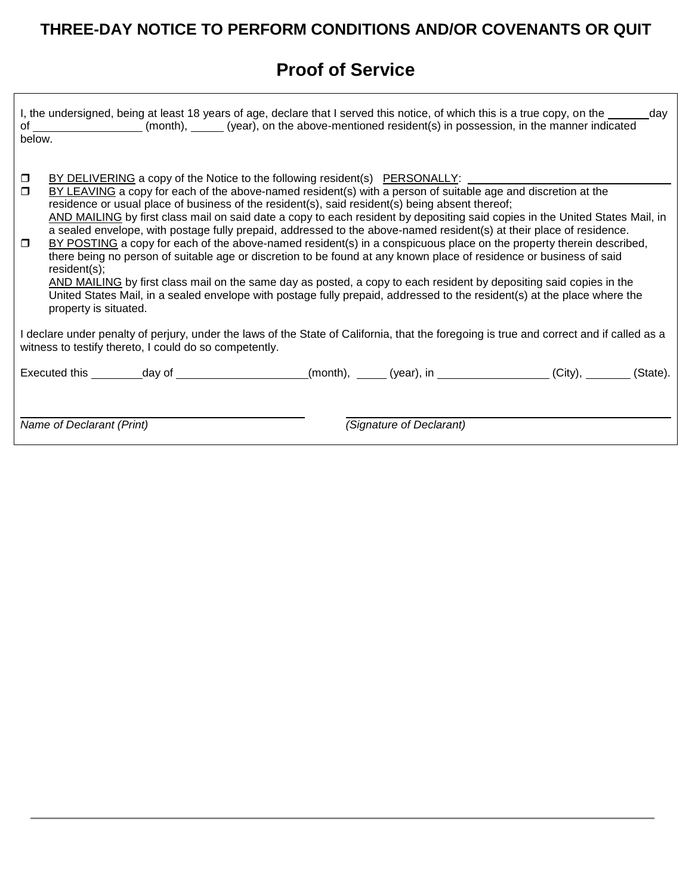## THREE-DAY NOTICE TO PERFORM CONDITIONS AND/OR COVENANTS OR QUIT

# Proof of Service

I, the undersigned, being at least 18 years of age, declare that I served this notice, of which this is a true copy, on the ______ day of ________________ (month), _____ (year), on the above-mentioned resident(s) in possession, in the manner indicated below.

- ☐ BY DELIVERING a copy of the Notice to the following resident(s) PERSONALLY: ______________________________
- ☐ BY LEAVING a copy for each of the above-named resident(s) with a person of suitable age and discretion at the residence or usual place of business of the resident(s), said resident(s) being absent thereof;
  AND MAILING by first class mail on said date a copy to each resident by depositing said copies in the United States Mail, in a sealed envelope, with postage fully prepaid, addressed to the above-named resident(s) at their place of residence.
- ☐ BY POSTING a copy for each of the above-named resident(s) in a conspicuous place on the property therein described, there being no person of suitable age or discretion to be found at any known place of residence or business of said resident(s);
  AND MAILING by first class mail on the same day as posted, a copy to each resident by depositing said copies in the United States Mail, in a sealed envelope with postage fully prepaid, addressed to the resident(s) at the place where the property is situated.

I declare under penalty of perjury, under the laws of the State of California, that the foregoing is true and correct and if called as a witness to testify thereto, I could do so competently.

Executed this ________ day of ____________________ (month), _____ (year), in _________________ (City), _______ (State).

______________________________ ______________________________

*Name of Declarant (Print)* *(Signature of Declarant)*